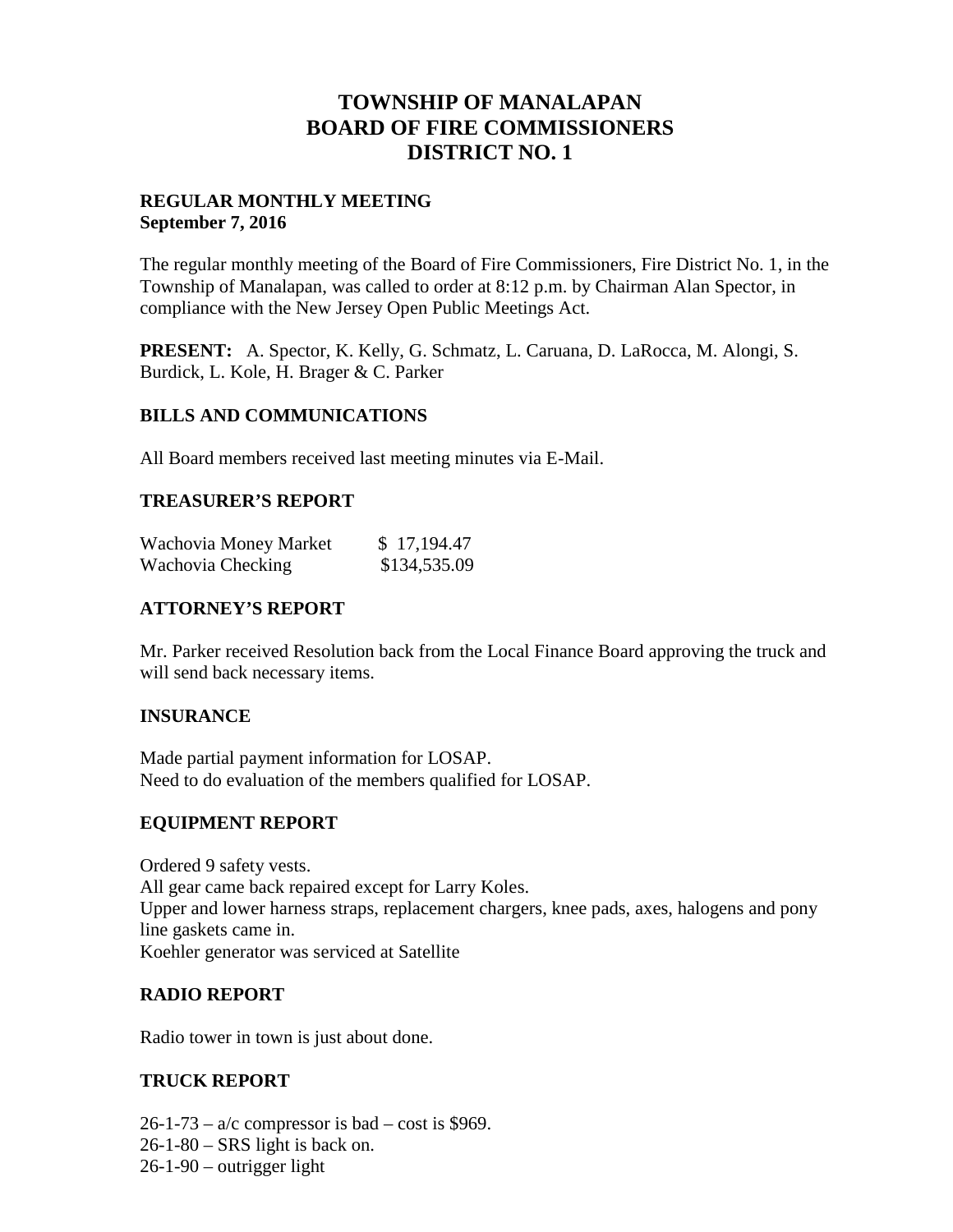# TOWNSHIP OF MANALAPAN
# BOARD OF FIRE COMMISSIONERS
# DISTRICT NO. 1

**REGULAR MONTHLY MEETING**
**September 7, 2016**

The regular monthly meeting of the Board of Fire Commissioners, Fire District No. 1, in the Township of Manalapan, was called to order at 8:12 p.m. by Chairman Alan Spector, in compliance with the New Jersey Open Public Meetings Act.

**PRESENT:** A. Spector, K. Kelly, G. Schmatz, L. Caruana, D. LaRocca, M. Alongi, S. Burdick, L. Kole, H. Brager & C. Parker

## BILLS AND COMMUNICATIONS

All Board members received last meeting minutes via E-Mail.

## TREASURER'S REPORT

| | |
|---|---|
| Wachovia Money Market | $ 17,194.47 |
| Wachovia Checking | $134,535.09 |

## ATTORNEY'S REPORT

Mr. Parker received Resolution back from the Local Finance Board approving the truck and will send back necessary items.

## INSURANCE

Made partial payment information for LOSAP.
Need to do evaluation of the members qualified for LOSAP.

## EQUIPMENT REPORT

Ordered 9 safety vests.
All gear came back repaired except for Larry Koles.
Upper and lower harness straps, replacement chargers, knee pads, axes, halogens and pony line gaskets came in.
Koehler generator was serviced at Satellite

## RADIO REPORT

Radio tower in town is just about done.

## TRUCK REPORT

26-1-73 – a/c compressor is bad – cost is $969.
26-1-80 – SRS light is back on.
26-1-90 – outrigger light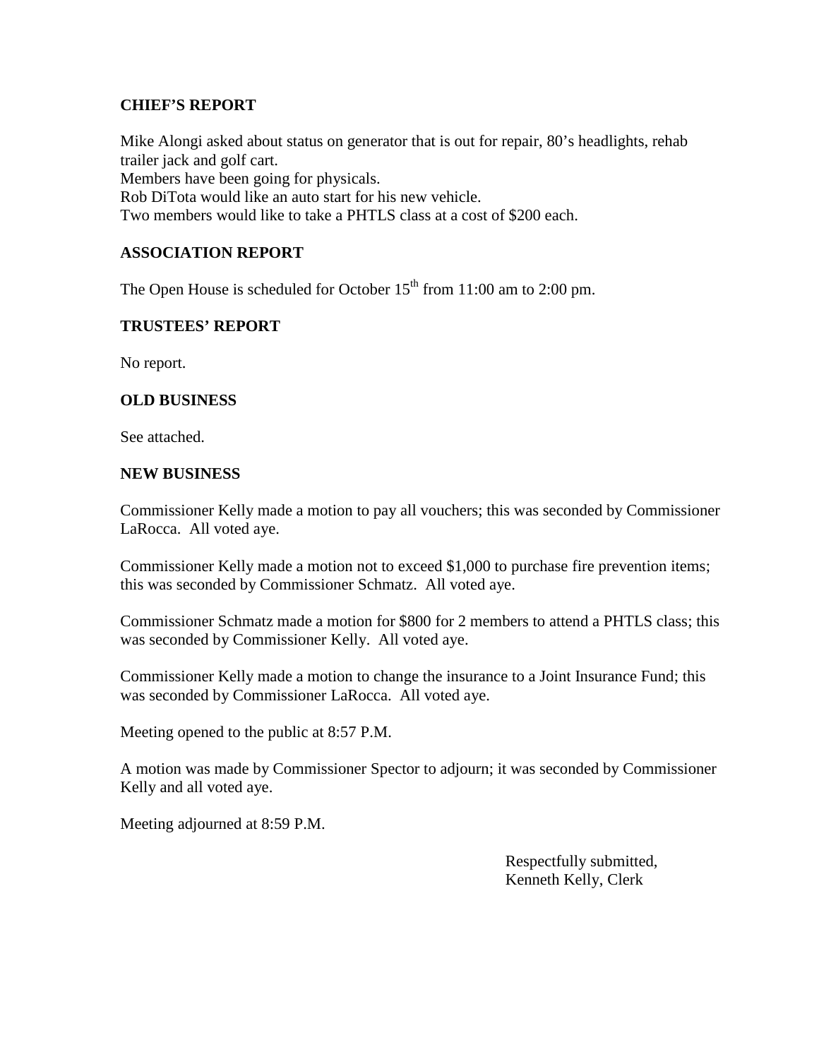## CHIEF'S REPORT

Mike Alongi asked about status on generator that is out for repair, 80's headlights, rehab trailer jack and golf cart.
Members have been going for physicals.
Rob DiTota would like an auto start for his new vehicle.
Two members would like to take a PHTLS class at a cost of $200 each.

## ASSOCIATION REPORT

The Open House is scheduled for October 15th from 11:00 am to 2:00 pm.

## TRUSTEES' REPORT

No report.

## OLD BUSINESS

See attached.

## NEW BUSINESS

Commissioner Kelly made a motion to pay all vouchers; this was seconded by Commissioner LaRocca. All voted aye.

Commissioner Kelly made a motion not to exceed $1,000 to purchase fire prevention items; this was seconded by Commissioner Schmatz. All voted aye.

Commissioner Schmatz made a motion for $800 for 2 members to attend a PHTLS class; this was seconded by Commissioner Kelly. All voted aye.

Commissioner Kelly made a motion to change the insurance to a Joint Insurance Fund; this was seconded by Commissioner LaRocca. All voted aye.

Meeting opened to the public at 8:57 P.M.

A motion was made by Commissioner Spector to adjourn; it was seconded by Commissioner Kelly and all voted aye.

Meeting adjourned at 8:59 P.M.

Respectfully submitted,
Kenneth Kelly, Clerk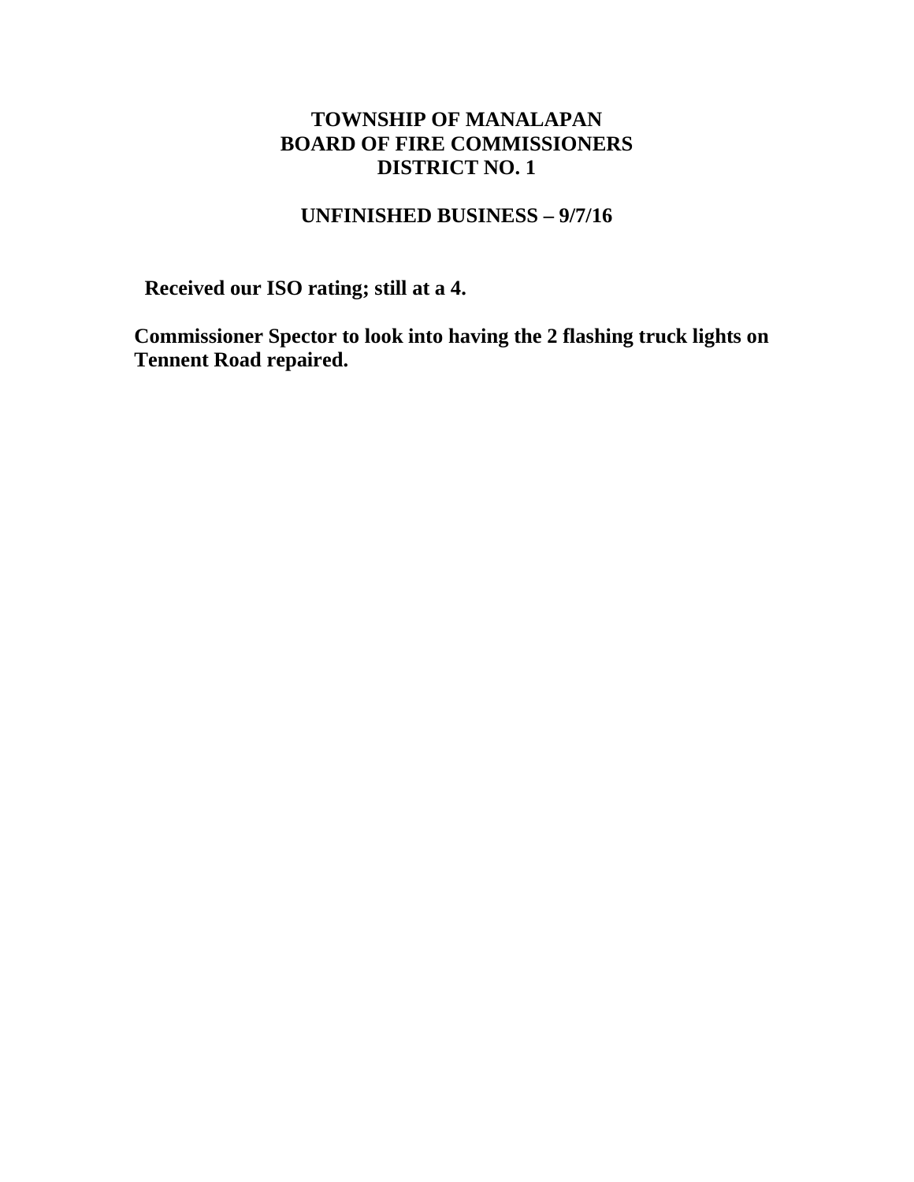**TOWNSHIP OF MANALAPAN**
**BOARD OF FIRE COMMISSIONERS**
**DISTRICT NO. 1**

**UNFINISHED BUSINESS – 9/7/16**

**Received our ISO rating; still at a 4.**

**Commissioner Spector to look into having the 2 flashing truck lights on Tennent Road repaired.**